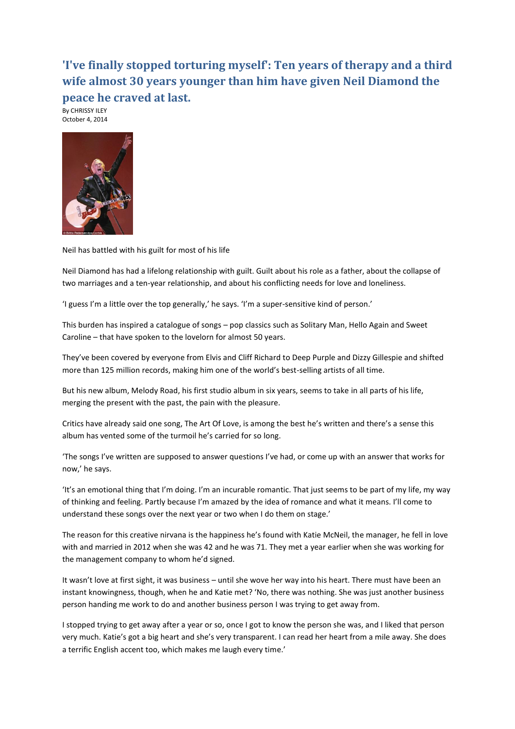# 'I've finally stopped torturing myself': Ten years of therapy and a third wife almost 30 years younger than him have given Neil Diamond the peace he craved at last.

By CHRISSY ILEY
October 4, 2014

Neil has battled with his guilt for most of his life

Neil Diamond has had a lifelong relationship with guilt. Guilt about his role as a father, about the collapse of two marriages and a ten-year relationship, and about his conflicting needs for love and loneliness.

'I guess I'm a little over the top generally,' he says. 'I'm a super-sensitive kind of person.'

This burden has inspired a catalogue of songs – pop classics such as Solitary Man, Hello Again and Sweet Caroline – that have spoken to the lovelorn for almost 50 years.

They've been covered by everyone from Elvis and Cliff Richard to Deep Purple and Dizzy Gillespie and shifted more than 125 million records, making him one of the world's best-selling artists of all time.

But his new album, Melody Road, his first studio album in six years, seems to take in all parts of his life, merging the present with the past, the pain with the pleasure.

Critics have already said one song, The Art Of Love, is among the best he's written and there's a sense this album has vented some of the turmoil he's carried for so long.

'The songs I've written are supposed to answer questions I've had, or come up with an answer that works for now,' he says.

'It's an emotional thing that I'm doing. I'm an incurable romantic. That just seems to be part of my life, my way of thinking and feeling. Partly because I'm amazed by the idea of romance and what it means. I'll come to understand these songs over the next year or two when I do them on stage.'

The reason for this creative nirvana is the happiness he's found with Katie McNeil, the manager, he fell in love with and married in 2012 when she was 42 and he was 71. They met a year earlier when she was working for the management company to whom he'd signed.

It wasn't love at first sight, it was business – until she wove her way into his heart. There must have been an instant knowingness, though, when he and Katie met? 'No, there was nothing. She was just another business person handing me work to do and another business person I was trying to get away from.

I stopped trying to get away after a year or so, once I got to know the person she was, and I liked that person very much. Katie's got a big heart and she's very transparent. I can read her heart from a mile away. She does a terrific English accent too, which makes me laugh every time.'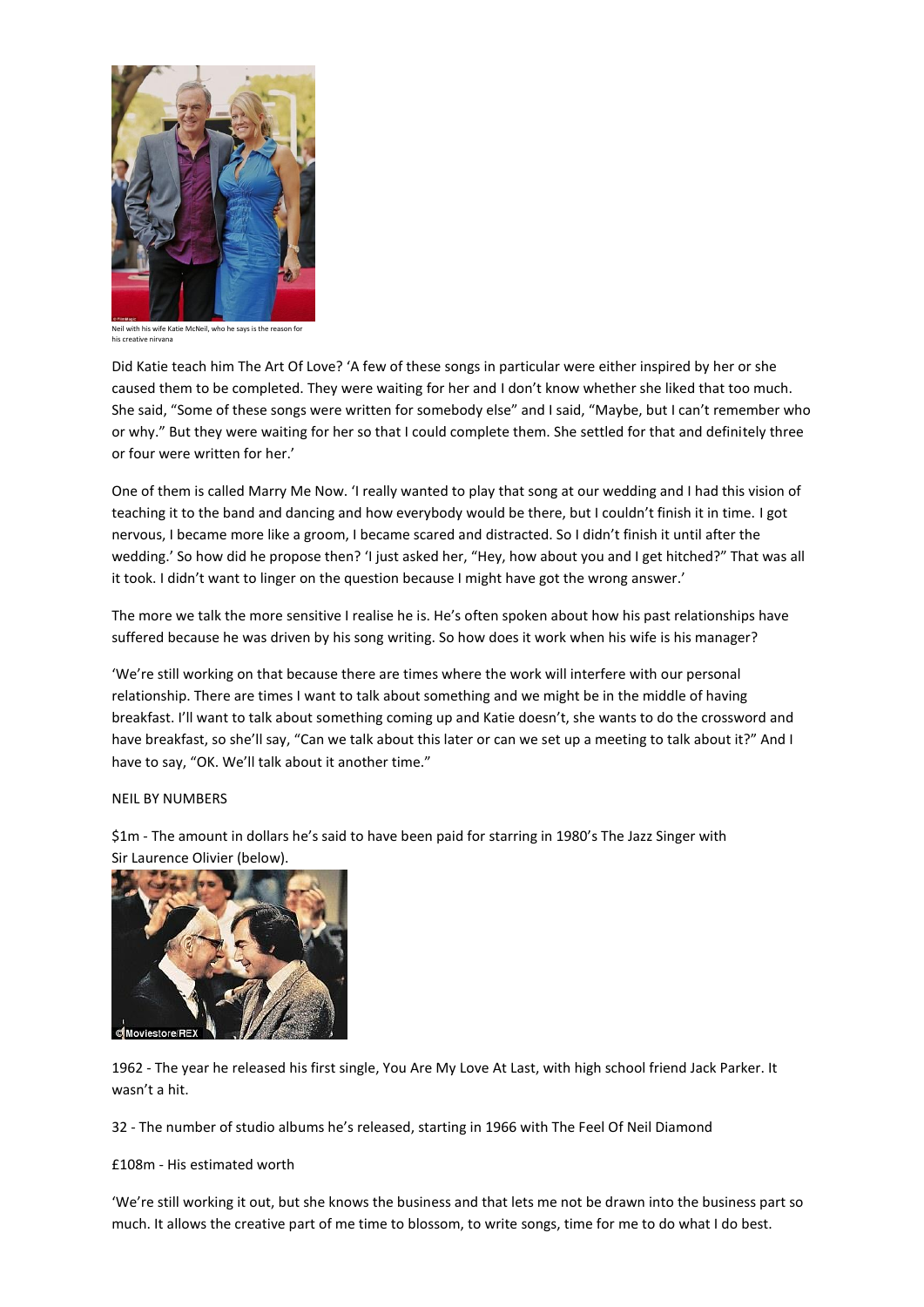Neil with his wife Katie McNeil, who he says is the reason for his creative nirvana

Did Katie teach him The Art Of Love? 'A few of these songs in particular were either inspired by her or she caused them to be completed. They were waiting for her and I don't know whether she liked that too much. She said, "Some of these songs were written for somebody else" and I said, "Maybe, but I can't remember who or why." But they were waiting for her so that I could complete them. She settled for that and definitely three or four were written for her.'

One of them is called Marry Me Now. 'I really wanted to play that song at our wedding and I had this vision of teaching it to the band and dancing and how everybody would be there, but I couldn't finish it in time. I got nervous, I became more like a groom, I became scared and distracted. So I didn't finish it until after the wedding.' So how did he propose then? 'I just asked her, "Hey, how about you and I get hitched?" That was all it took. I didn't want to linger on the question because I might have got the wrong answer.'

The more we talk the more sensitive I realise he is. He's often spoken about how his past relationships have suffered because he was driven by his song writing. So how does it work when his wife is his manager?

'We're still working on that because there are times where the work will interfere with our personal relationship. There are times I want to talk about something and we might be in the middle of having breakfast. I'll want to talk about something coming up and Katie doesn't, she wants to do the crossword and have breakfast, so she'll say, "Can we talk about this later or can we set up a meeting to talk about it?" And I have to say, "OK. We'll talk about it another time."

NEIL BY NUMBERS

$1m - The amount in dollars he's said to have been paid for starring in 1980's The Jazz Singer with Sir Laurence Olivier (below).

1962 - The year he released his first single, You Are My Love At Last, with high school friend Jack Parker. It wasn't a hit.

32 - The number of studio albums he's released, starting in 1966 with The Feel Of Neil Diamond

£108m - His estimated worth

'We're still working it out, but she knows the business and that lets me not be drawn into the business part so much. It allows the creative part of me time to blossom, to write songs, time for me to do what I do best.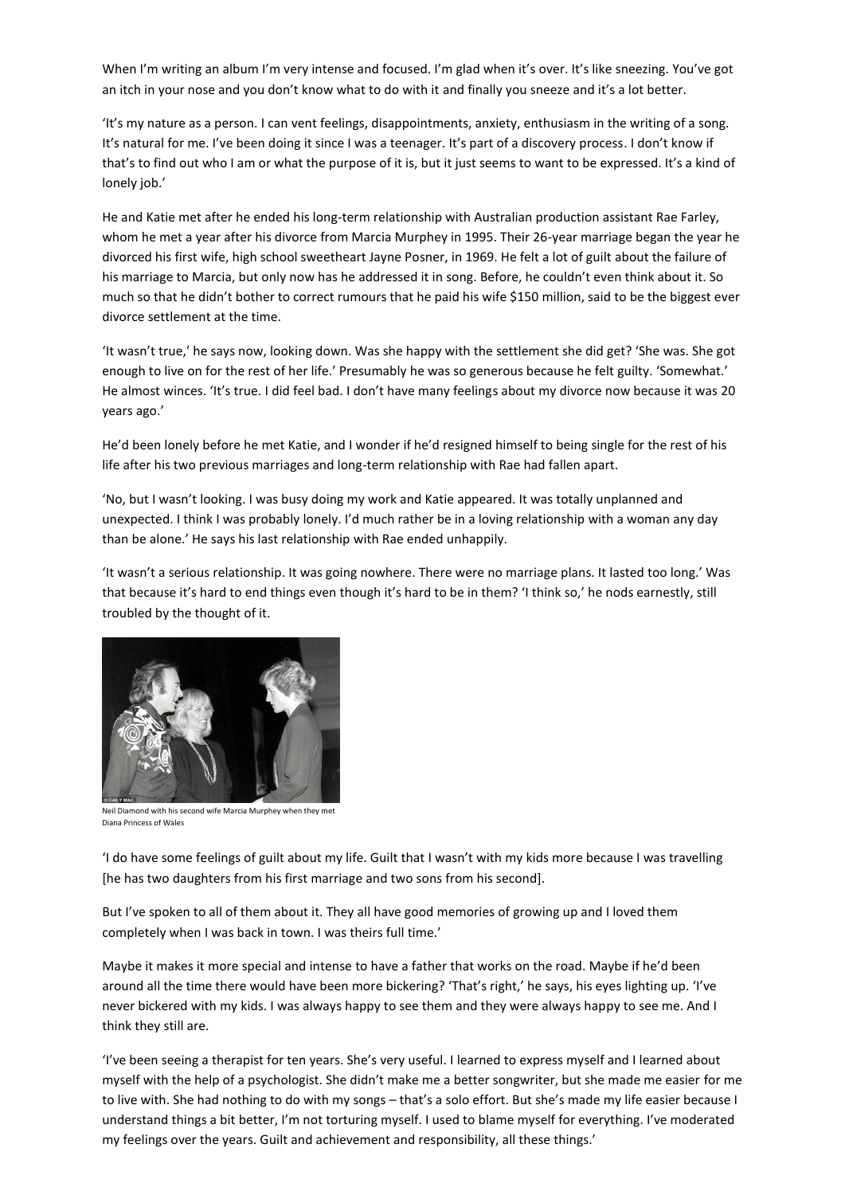When I'm writing an album I'm very intense and focused. I'm glad when it's over. It's like sneezing. You've got an itch in your nose and you don't know what to do with it and finally you sneeze and it's a lot better.

'It's my nature as a person. I can vent feelings, disappointments, anxiety, enthusiasm in the writing of a song. It's natural for me. I've been doing it since I was a teenager. It's part of a discovery process. I don't know if that's to find out who I am or what the purpose of it is, but it just seems to want to be expressed. It's a kind of lonely job.'

He and Katie met after he ended his long-term relationship with Australian production assistant Rae Farley, whom he met a year after his divorce from Marcia Murphey in 1995. Their 26-year marriage began the year he divorced his first wife, high school sweetheart Jayne Posner, in 1969. He felt a lot of guilt about the failure of his marriage to Marcia, but only now has he addressed it in song. Before, he couldn't even think about it. So much so that he didn't bother to correct rumours that he paid his wife $150 million, said to be the biggest ever divorce settlement at the time.

'It wasn't true,' he says now, looking down. Was she happy with the settlement she did get? 'She was. She got enough to live on for the rest of her life.' Presumably he was so generous because he felt guilty. 'Somewhat.' He almost winces. 'It's true. I did feel bad. I don't have many feelings about my divorce now because it was 20 years ago.'

He'd been lonely before he met Katie, and I wonder if he'd resigned himself to being single for the rest of his life after his two previous marriages and long-term relationship with Rae had fallen apart.

'No, but I wasn't looking. I was busy doing my work and Katie appeared. It was totally unplanned and unexpected. I think I was probably lonely. I'd much rather be in a loving relationship with a woman any day than be alone.' He says his last relationship with Rae ended unhappily.

'It wasn't a serious relationship. It was going nowhere. There were no marriage plans. It lasted too long.' Was that because it's hard to end things even though it's hard to be in them? 'I think so,' he nods earnestly, still troubled by the thought of it.

Neil Diamond with his second wife Marcia Murphey when they met Diana Princess of Wales

'I do have some feelings of guilt about my life. Guilt that I wasn't with my kids more because I was travelling [he has two daughters from his first marriage and two sons from his second].

But I've spoken to all of them about it. They all have good memories of growing up and I loved them completely when I was back in town. I was theirs full time.'

Maybe it makes it more special and intense to have a father that works on the road. Maybe if he'd been around all the time there would have been more bickering? 'That's right,' he says, his eyes lighting up. 'I've never bickered with my kids. I was always happy to see them and they were always happy to see me. And I think they still are.

'I've been seeing a therapist for ten years. She's very useful. I learned to express myself and I learned about myself with the help of a psychologist. She didn't make me a better songwriter, but she made me easier for me to live with. She had nothing to do with my songs – that's a solo effort. But she's made my life easier because I understand things a bit better, I'm not torturing myself. I used to blame myself for everything. I've moderated my feelings over the years. Guilt and achievement and responsibility, all these things.'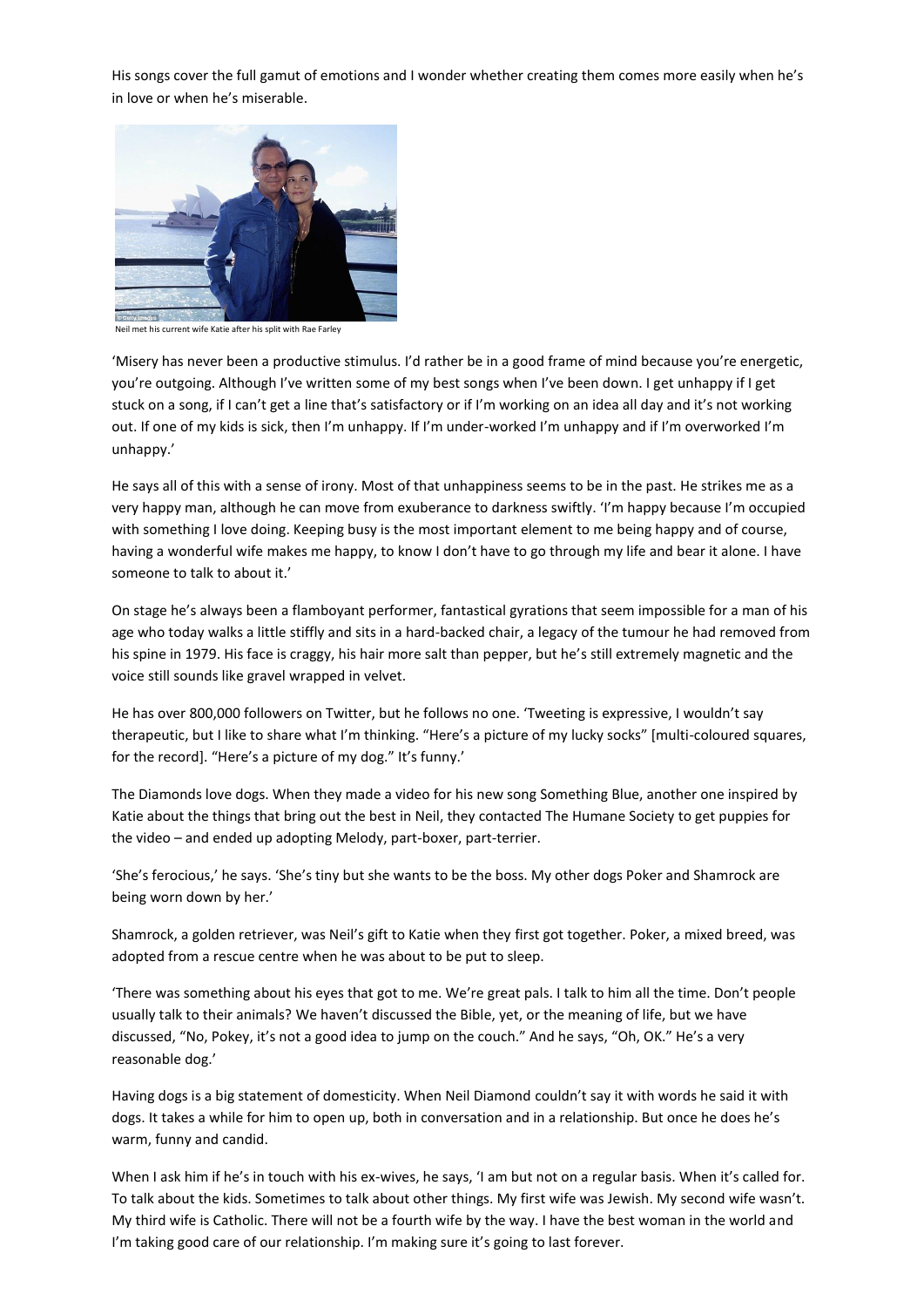His songs cover the full gamut of emotions and I wonder whether creating them comes more easily when he's in love or when he's miserable.

Neil met his current wife Katie after his split with Rae Farley

'Misery has never been a productive stimulus. I'd rather be in a good frame of mind because you're energetic, you're outgoing. Although I've written some of my best songs when I've been down. I get unhappy if I get stuck on a song, if I can't get a line that's satisfactory or if I'm working on an idea all day and it's not working out. If one of my kids is sick, then I'm unhappy. If I'm under-worked I'm unhappy and if I'm overworked I'm unhappy.'

He says all of this with a sense of irony. Most of that unhappiness seems to be in the past. He strikes me as a very happy man, although he can move from exuberance to darkness swiftly. 'I'm happy because I'm occupied with something I love doing. Keeping busy is the most important element to me being happy and of course, having a wonderful wife makes me happy, to know I don't have to go through my life and bear it alone. I have someone to talk to about it.'

On stage he's always been a flamboyant performer, fantastical gyrations that seem impossible for a man of his age who today walks a little stiffly and sits in a hard-backed chair, a legacy of the tumour he had removed from his spine in 1979. His face is craggy, his hair more salt than pepper, but he's still extremely magnetic and the voice still sounds like gravel wrapped in velvet.

He has over 800,000 followers on Twitter, but he follows no one. 'Tweeting is expressive, I wouldn't say therapeutic, but I like to share what I'm thinking. "Here's a picture of my lucky socks" [multi-coloured squares, for the record]. "Here's a picture of my dog." It's funny.'

The Diamonds love dogs. When they made a video for his new song Something Blue, another one inspired by Katie about the things that bring out the best in Neil, they contacted The Humane Society to get puppies for the video – and ended up adopting Melody, part-boxer, part-terrier.

'She's ferocious,' he says. 'She's tiny but she wants to be the boss. My other dogs Poker and Shamrock are being worn down by her.'

Shamrock, a golden retriever, was Neil's gift to Katie when they first got together. Poker, a mixed breed, was adopted from a rescue centre when he was about to be put to sleep.

'There was something about his eyes that got to me. We're great pals. I talk to him all the time. Don't people usually talk to their animals? We haven't discussed the Bible, yet, or the meaning of life, but we have discussed, "No, Pokey, it's not a good idea to jump on the couch." And he says, "Oh, OK." He's a very reasonable dog.'

Having dogs is a big statement of domesticity. When Neil Diamond couldn't say it with words he said it with dogs. It takes a while for him to open up, both in conversation and in a relationship. But once he does he's warm, funny and candid.

When I ask him if he's in touch with his ex-wives, he says, 'I am but not on a regular basis. When it's called for. To talk about the kids. Sometimes to talk about other things. My first wife was Jewish. My second wife wasn't. My third wife is Catholic. There will not be a fourth wife by the way. I have the best woman in the world and I'm taking good care of our relationship. I'm making sure it's going to last forever.